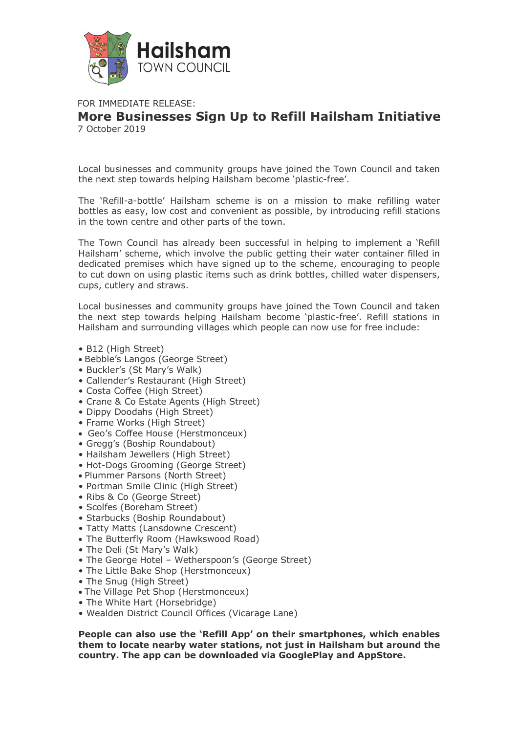Hailsham TOWN COUNCIL

FOR IMMEDIATE RELEASE:

# More Businesses Sign Up to Refill Hailsham Initiative

7 October 2019

Local businesses and community groups have joined the Town Council and taken the next step towards helping Hailsham become 'plastic-free'.

The 'Refill-a-bottle' Hailsham scheme is on a mission to make refilling water bottles as easy, low cost and convenient as possible, by introducing refill stations in the town centre and other parts of the town.

The Town Council has already been successful in helping to implement a 'Refill Hailsham' scheme, which involve the public getting their water container filled in dedicated premises which have signed up to the scheme, encouraging to people to cut down on using plastic items such as drink bottles, chilled water dispensers, cups, cutlery and straws.

Local businesses and community groups have joined the Town Council and taken the next step towards helping Hailsham become 'plastic-free'. Refill stations in Hailsham and surrounding villages which people can now use for free include:

- B12 (High Street)
- Bebble's Langos (George Street)
- Buckler's (St Mary's Walk)
- Callender's Restaurant (High Street)
- Costa Coffee (High Street)
- Crane & Co Estate Agents (High Street)
- Dippy Doodahs (High Street)
- Frame Works (High Street)
- Geo's Coffee House (Herstmonceux)
- Gregg's (Boship Roundabout)
- Hailsham Jewellers (High Street)
- Hot-Dogs Grooming (George Street)
- Plummer Parsons (North Street)
- Portman Smile Clinic (High Street)
- Ribs & Co (George Street)
- Scolfes (Boreham Street)
- Starbucks (Boship Roundabout)
- Tatty Matts (Lansdowne Crescent)
- The Butterfly Room (Hawkswood Road)
- The Deli (St Mary's Walk)
- The George Hotel – Wetherspoon's (George Street)
- The Little Bake Shop (Herstmonceux)
- The Snug (High Street)
- The Village Pet Shop (Herstmonceux)
- The White Hart (Horsebridge)
- Wealden District Council Offices (Vicarage Lane)

**People can also use the 'Refill App' on their smartphones, which enables them to locate nearby water stations, not just in Hailsham but around the country. The app can be downloaded via GooglePlay and AppStore.**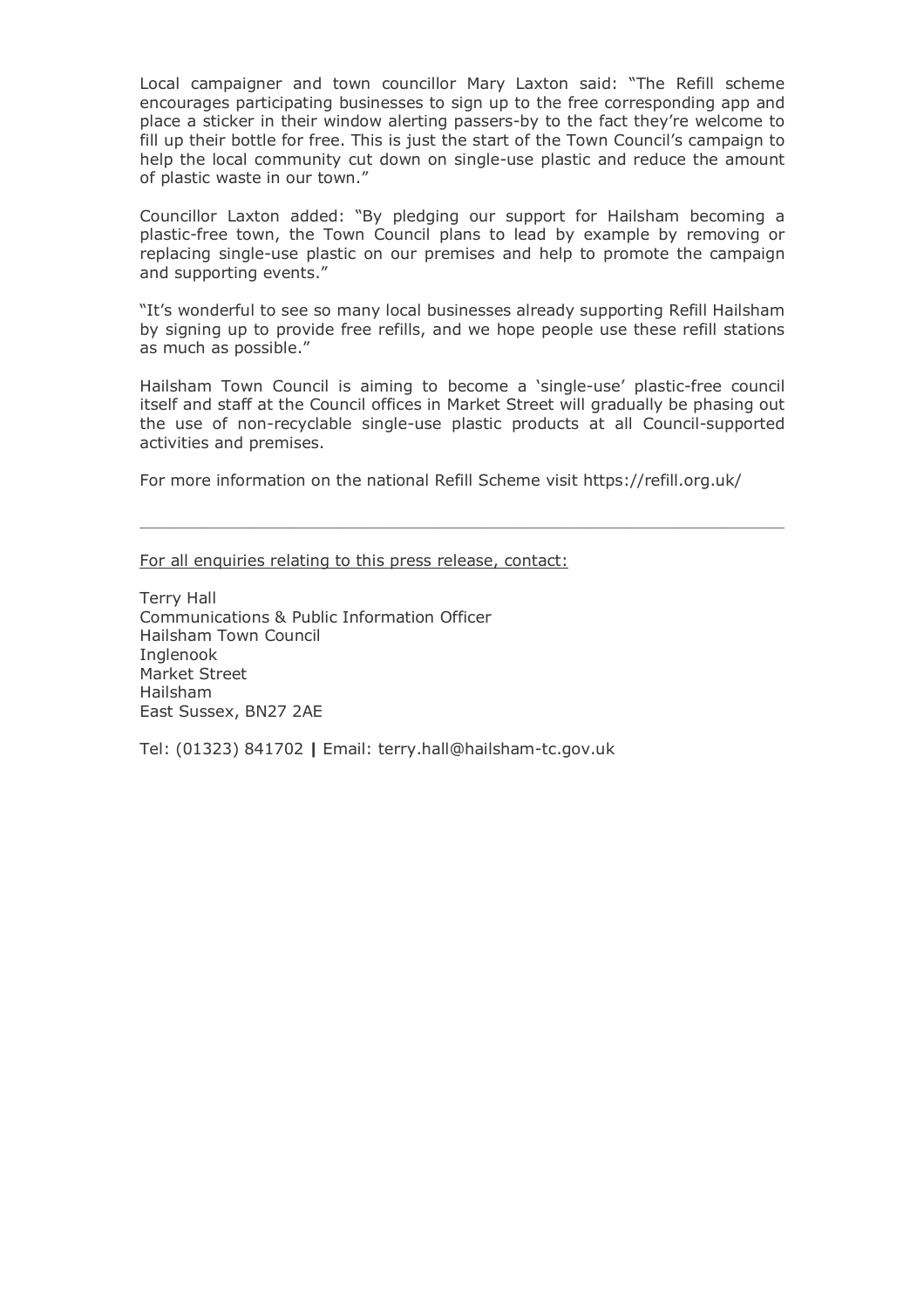Local campaigner and town councillor Mary Laxton said: "The Refill scheme encourages participating businesses to sign up to the free corresponding app and place a sticker in their window alerting passers-by to the fact they're welcome to fill up their bottle for free. This is just the start of the Town Council's campaign to help the local community cut down on single-use plastic and reduce the amount of plastic waste in our town."

Councillor Laxton added: "By pledging our support for Hailsham becoming a plastic-free town, the Town Council plans to lead by example by removing or replacing single-use plastic on our premises and help to promote the campaign and supporting events."

"It's wonderful to see so many local businesses already supporting Refill Hailsham by signing up to provide free refills, and we hope people use these refill stations as much as possible."

Hailsham Town Council is aiming to become a 'single-use' plastic-free council itself and staff at the Council offices in Market Street will gradually be phasing out the use of non-recyclable single-use plastic products at all Council-supported activities and premises.

For more information on the national Refill Scheme visit https://refill.org.uk/

---

For all enquiries relating to this press release, contact:

Terry Hall
Communications & Public Information Officer
Hailsham Town Council
Inglenook
Market Street
Hailsham
East Sussex, BN27 2AE

Tel: (01323) 841702 **|** Email: terry.hall@hailsham-tc.gov.uk